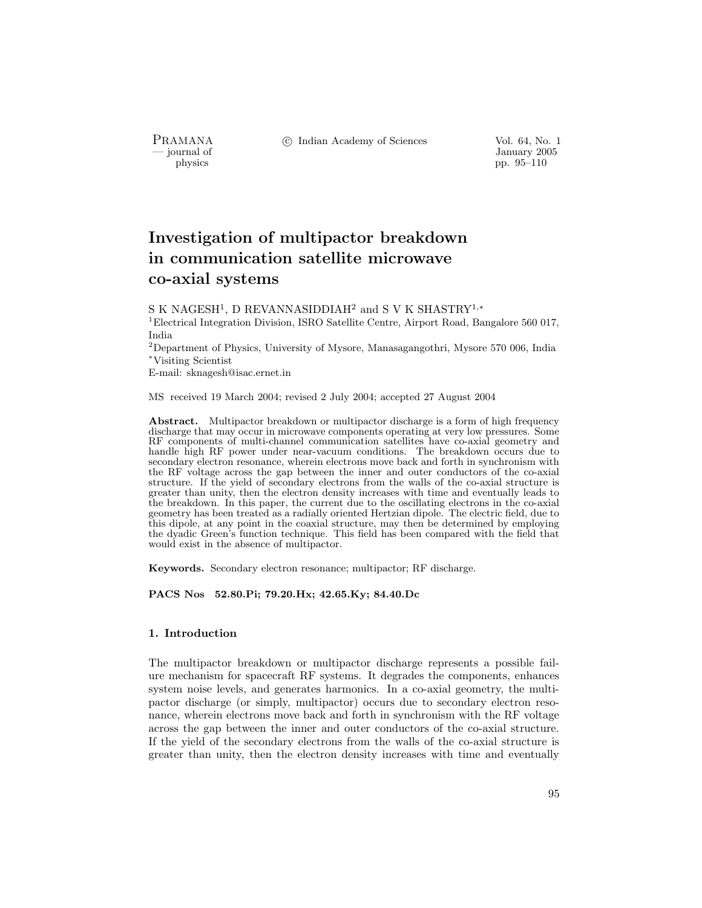# Investigation of multipactor breakdown in communication satellite microwave co-axial systems

S K NAGESH[1], D REVANNASIDDIAH[2] and S V K SHASTRY[1,*]

[1]Electrical Integration Division, ISRO Satellite Centre, Airport Road, Bangalore 560 017, India

[2]Department of Physics, University of Mysore, Manasagangothri, Mysore 570 006, India

[*]Visiting Scientist

E-mail: sknagesh@isac.ernet.in

MS received 19 March 2004; revised 2 July 2004; accepted 27 August 2004

**Abstract.** Multipactor breakdown or multipactor discharge is a form of high frequency discharge that may occur in microwave components operating at very low pressures. Some RF components of multi-channel communication satellites have co-axial geometry and handle high RF power under near-vacuum conditions. The breakdown occurs due to secondary electron resonance, wherein electrons move back and forth in synchronism with the RF voltage across the gap between the inner and outer conductors of the co-axial structure. If the yield of secondary electrons from the walls of the co-axial structure is greater than unity, then the electron density increases with time and eventually leads to the breakdown. In this paper, the current due to the oscillating electrons in the co-axial geometry has been treated as a radially oriented Hertzian dipole. The electric field, due to this dipole, at any point in the coaxial structure, may then be determined by employing the dyadic Green's function technique. This field has been compared with the field that would exist in the absence of multipactor.

**Keywords.** Secondary electron resonance; multipactor; RF discharge.

**PACS Nos 52.80.Pi; 79.20.Hx; 42.65.Ky; 84.40.Dc**

## 1. Introduction

The multipactor breakdown or multipactor discharge represents a possible failure mechanism for spacecraft RF systems. It degrades the components, enhances system noise levels, and generates harmonics. In a co-axial geometry, the multipactor discharge (or simply, multipactor) occurs due to secondary electron resonance, wherein electrons move back and forth in synchronism with the RF voltage across the gap between the inner and outer conductors of the co-axial structure. If the yield of the secondary electrons from the walls of the co-axial structure is greater than unity, then the electron density increases with time and eventually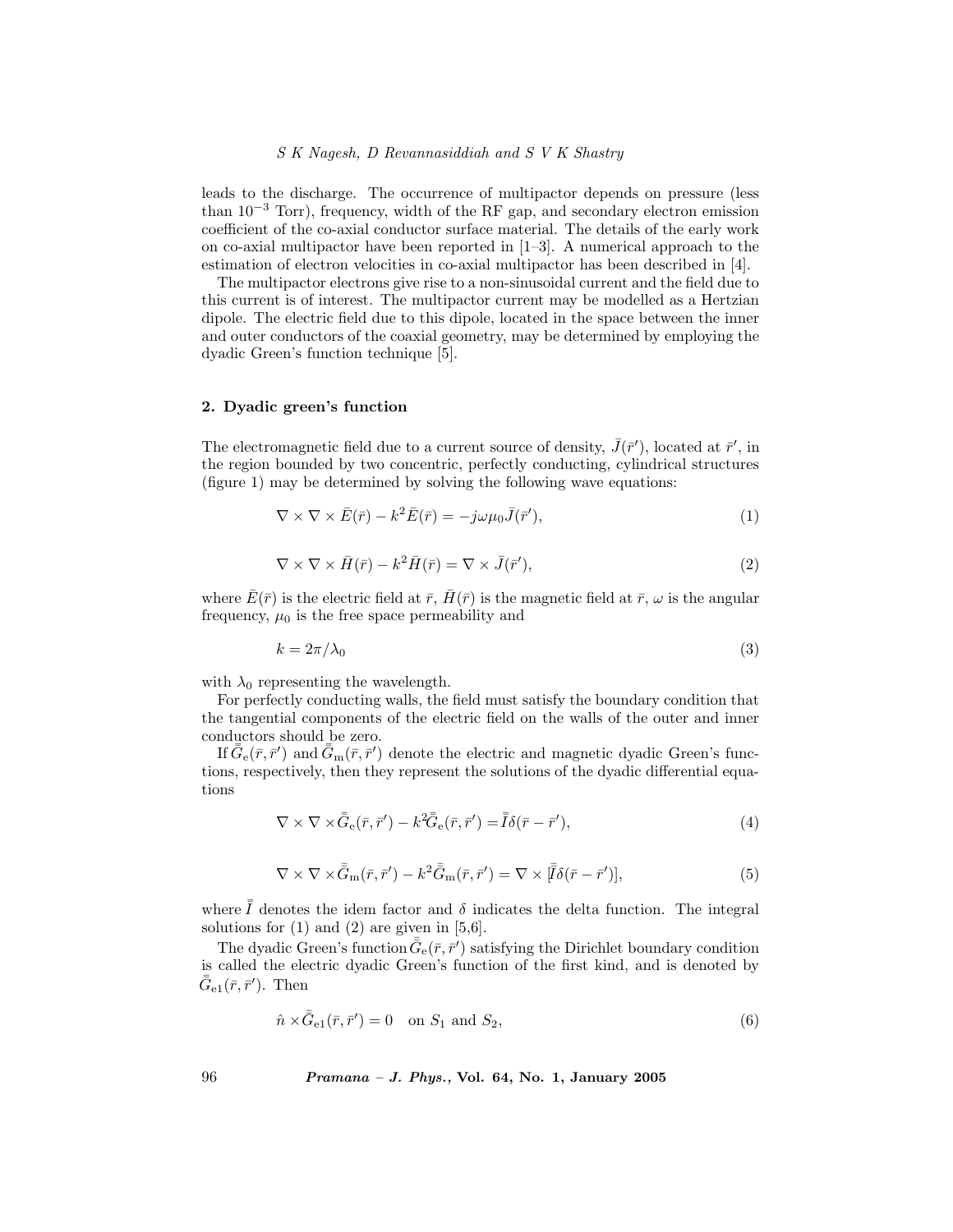leads to the discharge. The occurrence of multipactor depends on pressure (less than $10^{-3}$ Torr), frequency, width of the RF gap, and secondary electron emission coefficient of the co-axial conductor surface material. The details of the early work on co-axial multipactor have been reported in [1–3]. A numerical approach to the estimation of electron velocities in co-axial multipactor has been described in [4].

The multipactor electrons give rise to a non-sinusoidal current and the field due to this current is of interest. The multipactor current may be modelled as a Hertzian dipole. The electric field due to this dipole, located in the space between the inner and outer conductors of the coaxial geometry, may be determined by employing the dyadic Green's function technique [5].

## 2. Dyadic green's function

The electromagnetic field due to a current source of density, $\bar{J}(\bar{r}')$, located at $\bar{r}'$, in the region bounded by two concentric, perfectly conducting, cylindrical structures (figure 1) may be determined by solving the following wave equations:

$$\nabla \times \nabla \times \bar{E}(\bar{r}) - k^2 \bar{E}(\bar{r}) = -j\omega\mu_0 \bar{J}(\bar{r}'), \tag{1}$$

$$\nabla \times \nabla \times \bar{H}(\bar{r}) - k^2 \bar{H}(\bar{r}) = \nabla \times \bar{J}(\bar{r}'), \tag{2}$$

where $\bar{E}(\bar{r})$ is the electric field at $\bar{r}$, $\bar{H}(\bar{r})$ is the magnetic field at $\bar{r}$, $\omega$ is the angular frequency, $\mu_0$ is the free space permeability and

$$k = 2\pi/\lambda_0 \tag{3}$$

with $\lambda_0$ representing the wavelength.

For perfectly conducting walls, the field must satisfy the boundary condition that the tangential components of the electric field on the walls of the outer and inner conductors should be zero.

If $\bar{\bar{G}}_{\mathrm{e}}(\bar{r}, \bar{r}')$ and $\bar{\bar{G}}_{\mathrm{m}}(\bar{r}, \bar{r}')$ denote the electric and magnetic dyadic Green's functions, respectively, then they represent the solutions of the dyadic differential equations

$$\nabla \times \nabla \times \bar{\bar{G}}_{\mathrm{e}}(\bar{r}, \bar{r}') - k^2 \bar{\bar{G}}_{\mathrm{e}}(\bar{r}, \bar{r}') = \bar{\bar{I}}\delta(\bar{r} - \bar{r}'), \tag{4}$$

$$\nabla \times \nabla \times \bar{\bar{G}}_{\mathrm{m}}(\bar{r}, \bar{r}') - k^2 \bar{\bar{G}}_{\mathrm{m}}(\bar{r}, \bar{r}') = \nabla \times [\bar{\bar{I}}\delta(\bar{r} - \bar{r}')], \tag{5}$$

where $\bar{\bar{I}}$ denotes the idem factor and $\delta$ indicates the delta function. The integral solutions for (1) and (2) are given in [5,6].

The dyadic Green's function $\bar{\bar{G}}_{\mathrm{e}}(\bar{r}, \bar{r}')$ satisfying the Dirichlet boundary condition is called the electric dyadic Green's function of the first kind, and is denoted by $\bar{\bar{G}}_{\mathrm{e1}}(\bar{r}, \bar{r}')$. Then

$$\hat{n} \times \bar{\bar{G}}_{\mathrm{e1}}(\bar{r}, \bar{r}') = 0 \quad \text{on } S_1 \text{ and } S_2, \tag{6}$$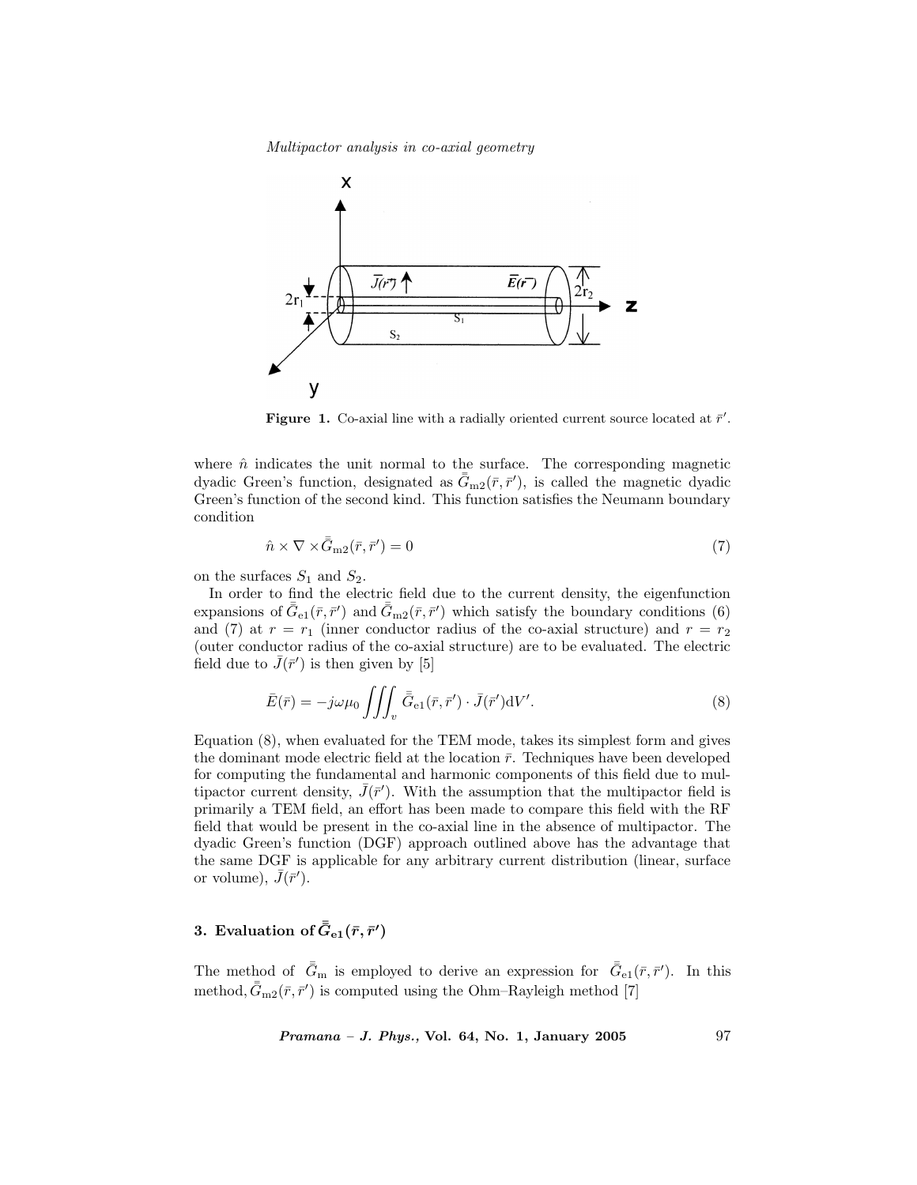Figure 1. Co-axial line with a radially oriented current source located at $\bar{r}'$.

where $\hat{n}$ indicates the unit normal to the surface. The corresponding magnetic dyadic Green's function, designated as $\bar{\bar{G}}_{\rm m2}(\bar{r},\bar{r}')$, is called the magnetic dyadic Green's function of the second kind. This function satisfies the Neumann boundary condition

$$\hat{n} \times \nabla \times \bar{\bar{G}}_{\rm m2}(\bar{r},\bar{r}') = 0 \tag{7}$$

on the surfaces $S_1$ and $S_2$.

In order to find the electric field due to the current density, the eigenfunction expansions of $\bar{\bar{G}}_{\rm e1}(\bar{r},\bar{r}')$ and $\bar{\bar{G}}_{\rm m2}(\bar{r},\bar{r}')$ which satisfy the boundary conditions (6) and (7) at $r = r_1$ (inner conductor radius of the co-axial structure) and $r = r_2$ (outer conductor radius of the co-axial structure) are to be evaluated. The electric field due to $\bar{J}(\bar{r}')$ is then given by [5]

$$\bar{E}(\bar{r}) = -j\omega\mu_0 \iiint_v \bar{\bar{G}}_{\rm e1}(\bar{r},\bar{r}') \cdot \bar{J}(\bar{r}')\mathrm{d}V'. \tag{8}$$

Equation (8), when evaluated for the TEM mode, takes its simplest form and gives the dominant mode electric field at the location $\bar{r}$. Techniques have been developed for computing the fundamental and harmonic components of this field due to multipactor current density, $\bar{J}(\bar{r}')$. With the assumption that the multipactor field is primarily a TEM field, an effort has been made to compare this field with the RF field that would be present in the co-axial line in the absence of multipactor. The dyadic Green's function (DGF) approach outlined above has the advantage that the same DGF is applicable for any arbitrary current distribution (linear, surface or volume), $\bar{J}(\bar{r}')$.

## 3. Evaluation of $\bar{\bar{G}}_{\rm e1}(\bar{r},\bar{r}')$

The method of $\bar{\bar{G}}_{\rm m}$ is employed to derive an expression for $\bar{\bar{G}}_{\rm e1}(\bar{r},\bar{r}')$. In this method, $\bar{\bar{G}}_{\rm m2}(\bar{r},\bar{r}')$ is computed using the Ohm–Rayleigh method [7]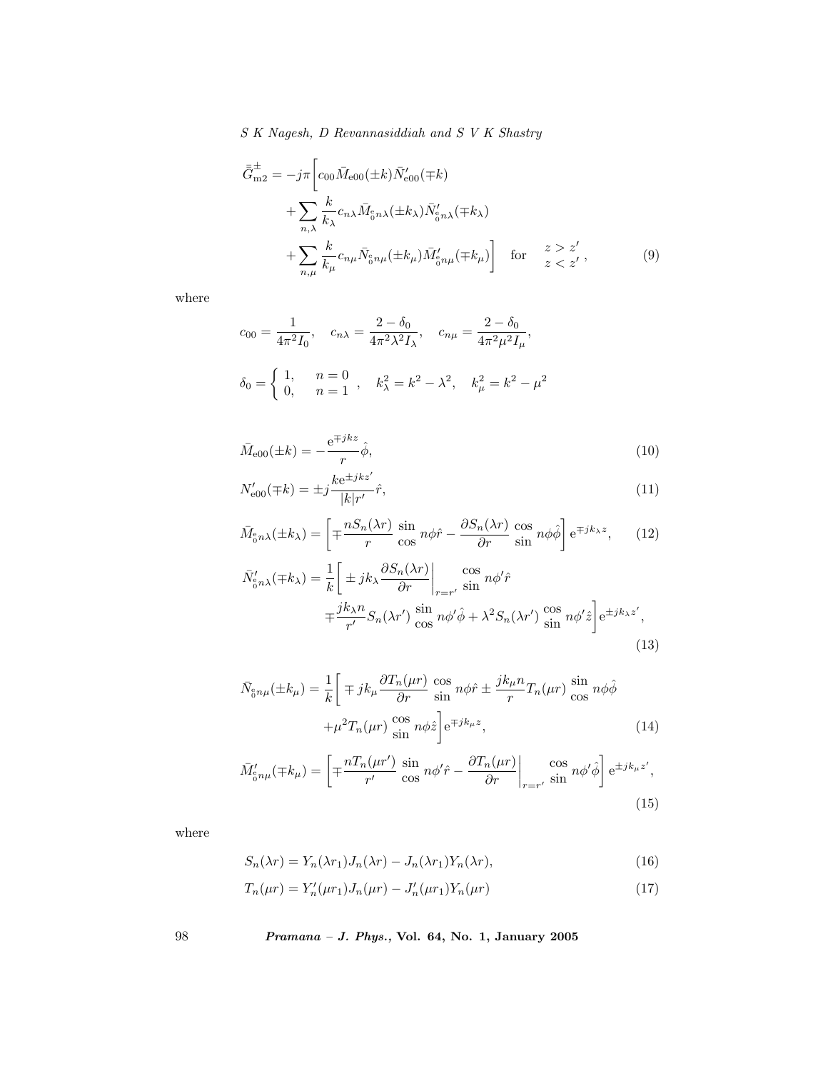$$
\bar{\bar{G}}^{\pm}_{\mathrm{m2}} = -j\pi\Bigg[c_{00}\bar{M}_{\mathrm{e}00}(\pm k)\bar{N}'_{\mathrm{e}00}(\mp k) + \sum_{n,\lambda}\frac{k}{k_\lambda}c_{n\lambda}\bar{M}_{\substack{\mathrm{e}\\ \mathrm{o}}n\lambda}(\pm k_\lambda)\bar{N}'_{\substack{\mathrm{e}\\ \mathrm{o}}n\lambda}(\mp k_\lambda) + \sum_{n,\mu}\frac{k}{k_\mu}c_{n\mu}\bar{N}_{\substack{\mathrm{e}\\ \mathrm{o}}n\mu}(\pm k_\mu)\bar{M}'_{\substack{\mathrm{e}\\ \mathrm{o}}n\mu}(\mp k_\mu)\Bigg] \quad \text{for} \quad \begin{matrix} z > z' \\ z < z' \end{matrix}, \tag{9}
$$

where

$$
c_{00} = \frac{1}{4\pi^2 I_0}, \quad c_{n\lambda} = \frac{2-\delta_0}{4\pi^2\lambda^2 I_\lambda}, \quad c_{n\mu} = \frac{2-\delta_0}{4\pi^2\mu^2 I_\mu},
$$

$$
\delta_0 = \begin{cases} 1, & n=0 \\ 0, & n=1 \end{cases}, \quad k_\lambda^2 = k^2 - \lambda^2, \quad k_\mu^2 = k^2 - \mu^2
$$

$$
\bar{M}_{\mathrm{e}00}(\pm k) = -\frac{\mathrm{e}^{\mp jkz}}{r}\hat{\phi}, \tag{10}
$$

$$
N'_{\mathrm{e}00}(\mp k) = \pm j\frac{k\mathrm{e}^{\pm jkz'}}{|k|r'}\hat{r}, \tag{11}
$$

$$
\bar{M}_{\substack{\mathrm{e}\\ \mathrm{o}}n\lambda}(\pm k_\lambda) = \left[\mp\frac{nS_n(\lambda r)}{r}\begin{matrix}\sin\\ \cos\end{matrix}\, n\phi\hat{r} - \frac{\partial S_n(\lambda r)}{\partial r}\begin{matrix}\cos\\ \sin\end{matrix}\, n\phi\hat{\phi}\right]\mathrm{e}^{\mp jk_\lambda z}, \tag{12}
$$

$$
\bar{N}'_{\substack{\mathrm{e}\\ \mathrm{o}}n\lambda}(\mp k_\lambda) = \frac{1}{k}\Bigg[\pm jk_\lambda\left.\frac{\partial S_n(\lambda r)}{\partial r}\right|_{r=r'}\begin{matrix}\cos\\ \sin\end{matrix}\, n\phi'\hat{r} \mp\frac{jk_\lambda n}{r'}S_n(\lambda r')\begin{matrix}\sin\\ \cos\end{matrix}\, n\phi'\hat{\phi} + \lambda^2 S_n(\lambda r')\begin{matrix}\cos\\ \sin\end{matrix}\, n\phi'\hat{z}\Bigg]\mathrm{e}^{\pm jk_\lambda z'}, \tag{13}
$$

$$
\bar{N}_{\substack{\mathrm{e}\\ \mathrm{o}}n\mu}(\pm k_\mu) = \frac{1}{k}\Bigg[\mp jk_\mu\frac{\partial T_n(\mu r)}{\partial r}\begin{matrix}\cos\\ \sin\end{matrix}\, n\phi\hat{r} \pm\frac{jk_\mu n}{r}T_n(\mu r)\begin{matrix}\sin\\ \cos\end{matrix}\, n\phi\hat{\phi} + \mu^2 T_n(\mu r)\begin{matrix}\cos\\ \sin\end{matrix}\, n\phi\hat{z}\Bigg]\mathrm{e}^{\mp jk_\mu z}, \tag{14}
$$

$$
\bar{M}'_{\substack{\mathrm{e}\\ \mathrm{o}}n\mu}(\mp k_\mu) = \left[\mp\frac{nT_n(\mu r')}{r'}\begin{matrix}\sin\\ \cos\end{matrix}\, n\phi'\hat{r} - \left.\frac{\partial T_n(\mu r)}{\partial r}\right|_{r=r'}\begin{matrix}\cos\\ \sin\end{matrix}\, n\phi'\hat{\phi}\right]\mathrm{e}^{\pm jk_\mu z'}, \tag{15}
$$

where

$$
S_n(\lambda r) = Y_n(\lambda r_1)J_n(\lambda r) - J_n(\lambda r_1)Y_n(\lambda r), \tag{16}
$$

$$
T_n(\mu r) = Y'_n(\mu r_1)J_n(\mu r) - J'_n(\mu r_1)Y_n(\mu r) \tag{17}
$$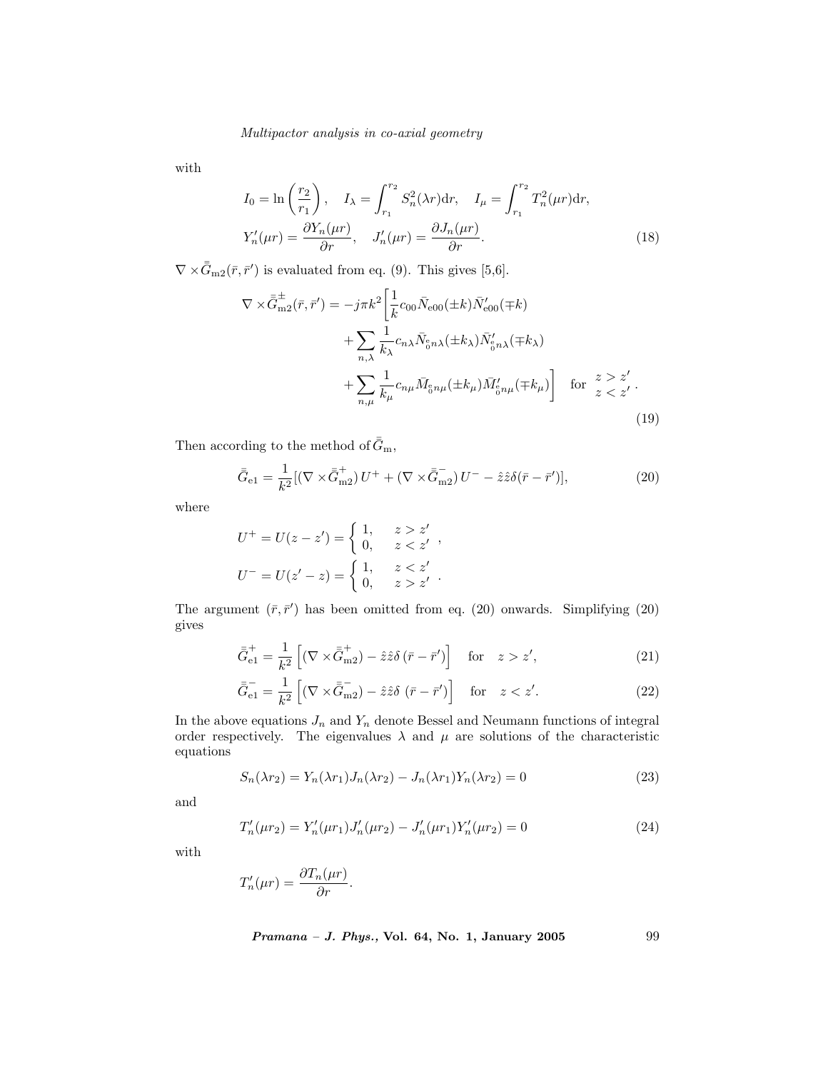with

$$
I_0 = \ln\left(\frac{r_2}{r_1}\right), \quad I_\lambda = \int_{r_1}^{r_2} S_n^2(\lambda r)\mathrm{d}r, \quad I_\mu = \int_{r_1}^{r_2} T_n^2(\mu r)\mathrm{d}r,
$$

$$
Y_n'(\mu r) = \frac{\partial Y_n(\mu r)}{\partial r}, \quad J_n'(\mu r) = \frac{\partial J_n(\mu r)}{\partial r}. \tag{18}
$$

$\nabla \times \bar{\bar{G}}_{\mathrm{m2}}(\bar{r}, \bar{r}')$ is evaluated from eq. (9). This gives [5,6].

$$
\begin{aligned}
\nabla \times \bar{\bar{G}}^{\pm}_{\mathrm{m2}}(\bar{r}, \bar{r}') = -j\pi k^2 \Bigg[ & \frac{1}{k} c_{00} \bar{N}_{\mathrm{e}00}(\pm k) \bar{N}'_{\mathrm{e}00}(\mp k) \\
& + \sum_{n,\lambda} \frac{1}{k_\lambda} c_{n\lambda} \bar{N}_{\substack{\mathrm{e}\\ 0}n\lambda}(\pm k_\lambda) \bar{N}'_{\substack{\mathrm{e}\\ 0}n\lambda}(\mp k_\lambda) \\
& + \sum_{n,\mu} \frac{1}{k_\mu} c_{n\mu} \bar{M}_{\substack{\mathrm{e}\\ 0}n\mu}(\pm k_\mu) \bar{M}'_{\substack{\mathrm{e}\\ 0}n\mu}(\mp k_\mu) \Bigg] \quad \text{for} \quad \begin{matrix} z > z' \\ z < z' \end{matrix}.
\end{aligned} \tag{19}
$$

Then according to the method of $\bar{\bar{G}}_{\mathrm{m}}$,

$$
\bar{\bar{G}}_{\mathrm{e1}} = \frac{1}{k^2} [(\nabla \times \bar{\bar{G}}^{+}_{\mathrm{m2}})\, U^+ + (\nabla \times \bar{\bar{G}}^{-}_{\mathrm{m2}})\, U^- - \hat{z}\hat{z}\delta(\bar{r} - \bar{r}')], \tag{20}
$$

where

$$
U^+ = U(z - z') = \begin{cases} 1, & z > z' \\ 0, & z < z' \end{cases},
$$

$$
U^- = U(z' - z) = \begin{cases} 1, & z < z' \\ 0, & z > z' \end{cases}.
$$

The argument $(\bar{r}, \bar{r}')$ has been omitted from eq. (20) onwards. Simplifying (20) gives

$$
\bar{\bar{G}}^{+}_{\mathrm{e1}} = \frac{1}{k^2} \left[ (\nabla \times \bar{\bar{G}}^{+}_{\mathrm{m2}}) - \hat{z}\hat{z}\delta\,(\bar{r} - \bar{r}') \right] \quad \text{for} \quad z > z', \tag{21}
$$

$$
\bar{\bar{G}}^{-}_{\mathrm{e1}} = \frac{1}{k^2} \left[ (\nabla \times \bar{\bar{G}}^{-}_{\mathrm{m2}}) - \hat{z}\hat{z}\delta\ (\bar{r} - \bar{r}') \right] \quad \text{for} \quad z < z'. \tag{22}
$$

In the above equations $J_n$ and $Y_n$ denote Bessel and Neumann functions of integral order respectively. The eigenvalues $\lambda$ and $\mu$ are solutions of the characteristic equations

$$
S_n(\lambda r_2) = Y_n(\lambda r_1) J_n(\lambda r_2) - J_n(\lambda r_1) Y_n(\lambda r_2) = 0 \tag{23}
$$

and

$$
T_n'(\mu r_2) = Y_n'(\mu r_1) J_n'(\mu r_2) - J_n'(\mu r_1) Y_n'(\mu r_2) = 0 \tag{24}
$$

with

$$
T_n'(\mu r) = \frac{\partial T_n(\mu r)}{\partial r}.
$$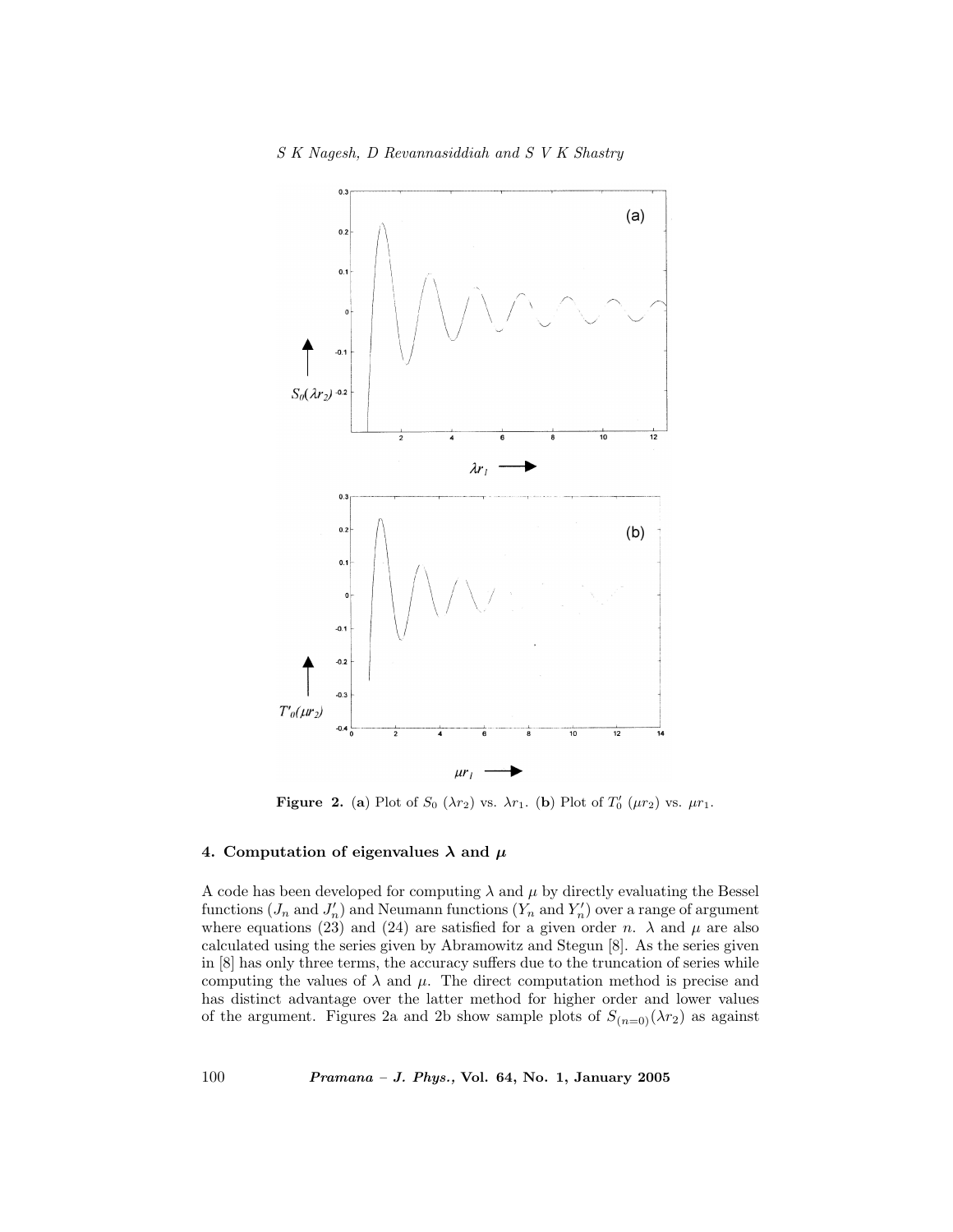**Figure 2.** (**a**) Plot of $S_0$ ($\lambda r_2$) vs. $\lambda r_1$. (**b**) Plot of $T_0'$ ($\mu r_2$) vs. $\mu r_1$.

## 4. Computation of eigenvalues $\boldsymbol{\lambda}$ and $\boldsymbol{\mu}$

A code has been developed for computing $\lambda$ and $\mu$ by directly evaluating the Bessel functions ($J_n$ and $J_n'$) and Neumann functions ($Y_n$ and $Y_n'$) over a range of argument where equations (23) and (24) are satisfied for a given order $n$. $\lambda$ and $\mu$ are also calculated using the series given by Abramowitz and Stegun [8]. As the series given in [8] has only three terms, the accuracy suffers due to the truncation of series while computing the values of $\lambda$ and $\mu$. The direct computation method is precise and has distinct advantage over the latter method for higher order and lower values of the argument. Figures 2a and 2b show sample plots of $S_{(n=0)}(\lambda r_2)$ as against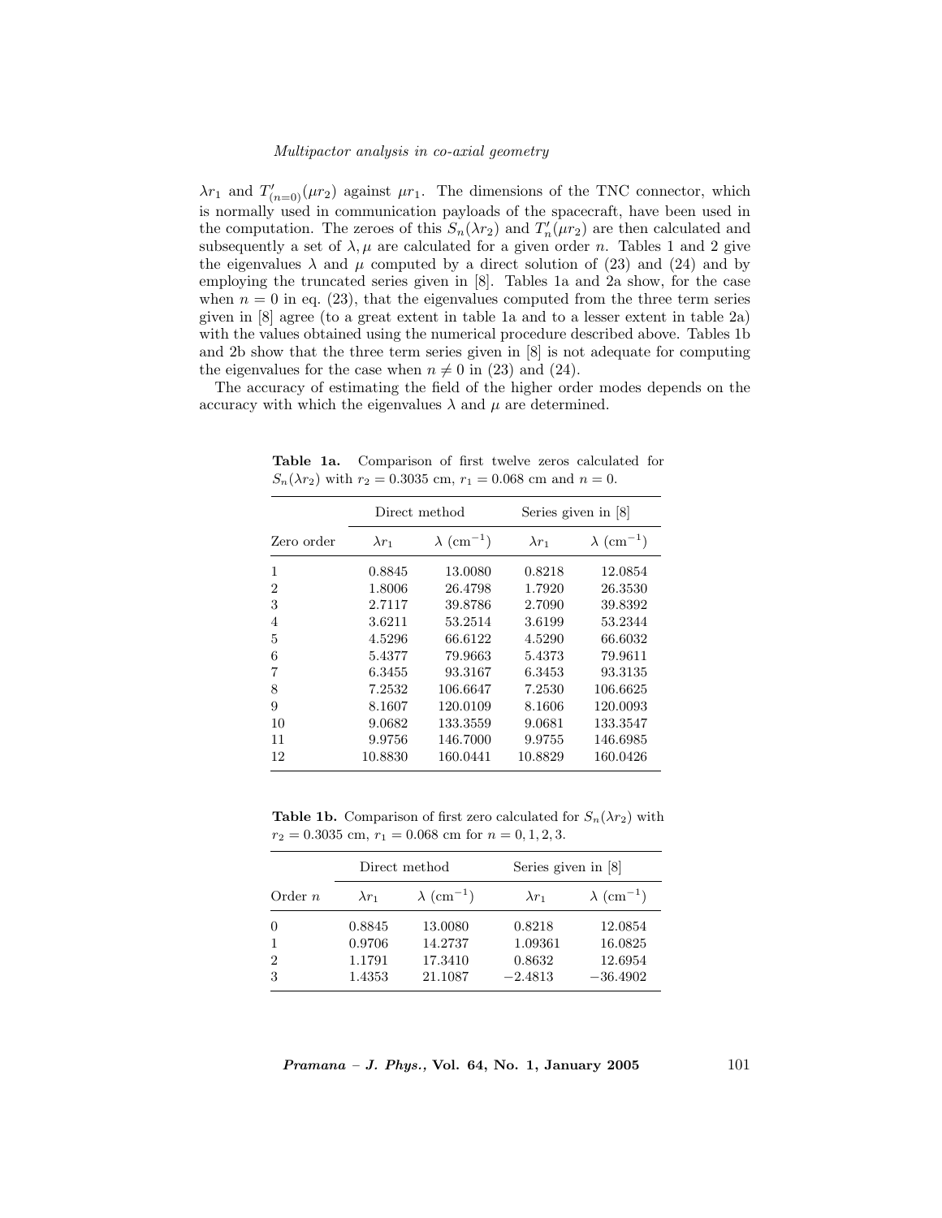$\lambda r_1$ and $T'_{(n=0)}(\mu r_2)$ against $\mu r_1$. The dimensions of the TNC connector, which is normally used in communication payloads of the spacecraft, have been used in the computation. The zeroes of this $S_n(\lambda r_2)$ and $T'_n(\mu r_2)$ are then calculated and subsequently a set of $\lambda, \mu$ are calculated for a given order $n$. Tables 1 and 2 give the eigenvalues $\lambda$ and $\mu$ computed by a direct solution of (23) and (24) and by employing the truncated series given in [8]. Tables 1a and 2a show, for the case when $n = 0$ in eq. (23), that the eigenvalues computed from the three term series given in [8] agree (to a great extent in table 1a and to a lesser extent in table 2a) with the values obtained using the numerical procedure described above. Tables 1b and 2b show that the three term series given in [8] is not adequate for computing the eigenvalues for the case when $n \neq 0$ in (23) and (24).

The accuracy of estimating the field of the higher order modes depends on the accuracy with which the eigenvalues $\lambda$ and $\mu$ are determined.

**Table 1a.** Comparison of first twelve zeros calculated for $S_n(\lambda r_2)$ with $r_2 = 0.3035$ cm, $r_1 = 0.068$ cm and $n = 0$.

| | Direct method | | Series given in [8] | |
|---|---|---|---|---|
| Zero order | $\lambda r_1$ | $\lambda$ (cm$^{-1}$) | $\lambda r_1$ | $\lambda$ (cm$^{-1}$) |
| 1 | 0.8845 | 13.0080 | 0.8218 | 12.0854 |
| 2 | 1.8006 | 26.4798 | 1.7920 | 26.3530 |
| 3 | 2.7117 | 39.8786 | 2.7090 | 39.8392 |
| 4 | 3.6211 | 53.2514 | 3.6199 | 53.2344 |
| 5 | 4.5296 | 66.6122 | 4.5290 | 66.6032 |
| 6 | 5.4377 | 79.9663 | 5.4373 | 79.9611 |
| 7 | 6.3455 | 93.3167 | 6.3453 | 93.3135 |
| 8 | 7.2532 | 106.6647 | 7.2530 | 106.6625 |
| 9 | 8.1607 | 120.0109 | 8.1606 | 120.0093 |
| 10 | 9.0682 | 133.3559 | 9.0681 | 133.3547 |
| 11 | 9.9756 | 146.7000 | 9.9755 | 146.6985 |
| 12 | 10.8830 | 160.0441 | 10.8829 | 160.0426 |

**Table 1b.** Comparison of first zero calculated for $S_n(\lambda r_2)$ with $r_2 = 0.3035$ cm, $r_1 = 0.068$ cm for $n = 0, 1, 2, 3$.

| | Direct method | | Series given in [8] | |
|---|---|---|---|---|
| Order $n$ | $\lambda r_1$ | $\lambda$ (cm$^{-1}$) | $\lambda r_1$ | $\lambda$ (cm$^{-1}$) |
| 0 | 0.8845 | 13.0080 | 0.8218 | 12.0854 |
| 1 | 0.9706 | 14.2737 | 1.09361 | 16.0825 |
| 2 | 1.1791 | 17.3410 | 0.8632 | 12.6954 |
| 3 | 1.4353 | 21.1087 | −2.4813 | −36.4902 |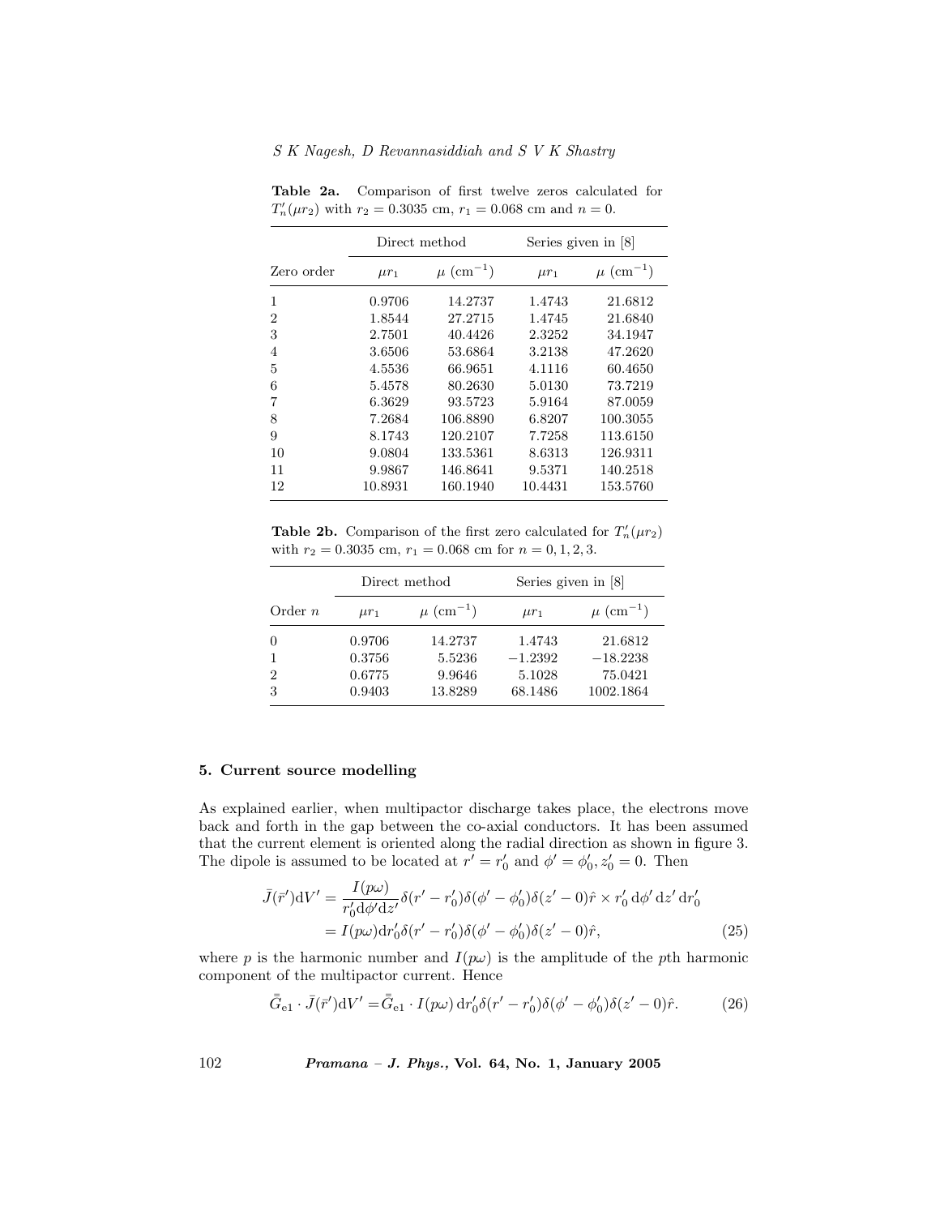**Table 2a.** Comparison of first twelve zeros calculated for $T_n'(\mu r_2)$ with $r_2 = 0.3035$ cm, $r_1 = 0.068$ cm and $n = 0$.

| | Direct method | | Series given in [8] | |
|---|---|---|---|---|
| Zero order | $\mu r_1$ | $\mu$ (cm$^{-1}$) | $\mu r_1$ | $\mu$ (cm$^{-1}$) |
| 1 | 0.9706 | 14.2737 | 1.4743 | 21.6812 |
| 2 | 1.8544 | 27.2715 | 1.4745 | 21.6840 |
| 3 | 2.7501 | 40.4426 | 2.3252 | 34.1947 |
| 4 | 3.6506 | 53.6864 | 3.2138 | 47.2620 |
| 5 | 4.5536 | 66.9651 | 4.1116 | 60.4650 |
| 6 | 5.4578 | 80.2630 | 5.0130 | 73.7219 |
| 7 | 6.3629 | 93.5723 | 5.9164 | 87.0059 |
| 8 | 7.2684 | 106.8890 | 6.8207 | 100.3055 |
| 9 | 8.1743 | 120.2107 | 7.7258 | 113.6150 |
| 10 | 9.0804 | 133.5361 | 8.6313 | 126.9311 |
| 11 | 9.9867 | 146.8641 | 9.5371 | 140.2518 |
| 12 | 10.8931 | 160.1940 | 10.4431 | 153.5760 |

**Table 2b.** Comparison of the first zero calculated for $T_n'(\mu r_2)$ with $r_2 = 0.3035$ cm, $r_1 = 0.068$ cm for $n = 0, 1, 2, 3$.

| | Direct method | | Series given in [8] | |
|---|---|---|---|---|
| Order $n$ | $\mu r_1$ | $\mu$ (cm$^{-1}$) | $\mu r_1$ | $\mu$ (cm$^{-1}$) |
| 0 | 0.9706 | 14.2737 | 1.4743 | 21.6812 |
| 1 | 0.3756 | 5.5236 | $-1.2392$ | $-18.2238$ |
| 2 | 0.6775 | 9.9646 | 5.1028 | 75.0421 |
| 3 | 0.9403 | 13.8289 | 68.1486 | 1002.1864 |

## 5. Current source modelling

As explained earlier, when multipactor discharge takes place, the electrons move back and forth in the gap between the co-axial conductors. It has been assumed that the current element is oriented along the radial direction as shown in figure 3. The dipole is assumed to be located at $r' = r_0'$ and $\phi' = \phi_0', z_0' = 0$. Then

$$\begin{aligned}\bar{J}(\bar{r}')\mathrm{d}V' &= \frac{I(p\omega)}{r_0'\mathrm{d}\phi'\mathrm{d}z'}\delta(r'-r_0')\delta(\phi'-\phi_0')\delta(z'-0)\hat{r}\times r_0'\,\mathrm{d}\phi'\,\mathrm{d}z'\,\mathrm{d}r_0' \\ &= I(p\omega)\mathrm{d}r_0'\delta(r'-r_0')\delta(\phi'-\phi_0')\delta(z'-0)\hat{r},\end{aligned} \tag{25}$$

where $p$ is the harmonic number and $I(p\omega)$ is the amplitude of the $p$th harmonic component of the multipactor current. Hence

$$\bar{\bar{G}}_{\mathrm{e}1}\cdot\bar{J}(\bar{r}')\mathrm{d}V' = \bar{\bar{G}}_{\mathrm{e}1}\cdot I(p\omega)\,\mathrm{d}r_0'\delta(r'-r_0')\delta(\phi'-\phi_0')\delta(z'-0)\hat{r}. \tag{26}$$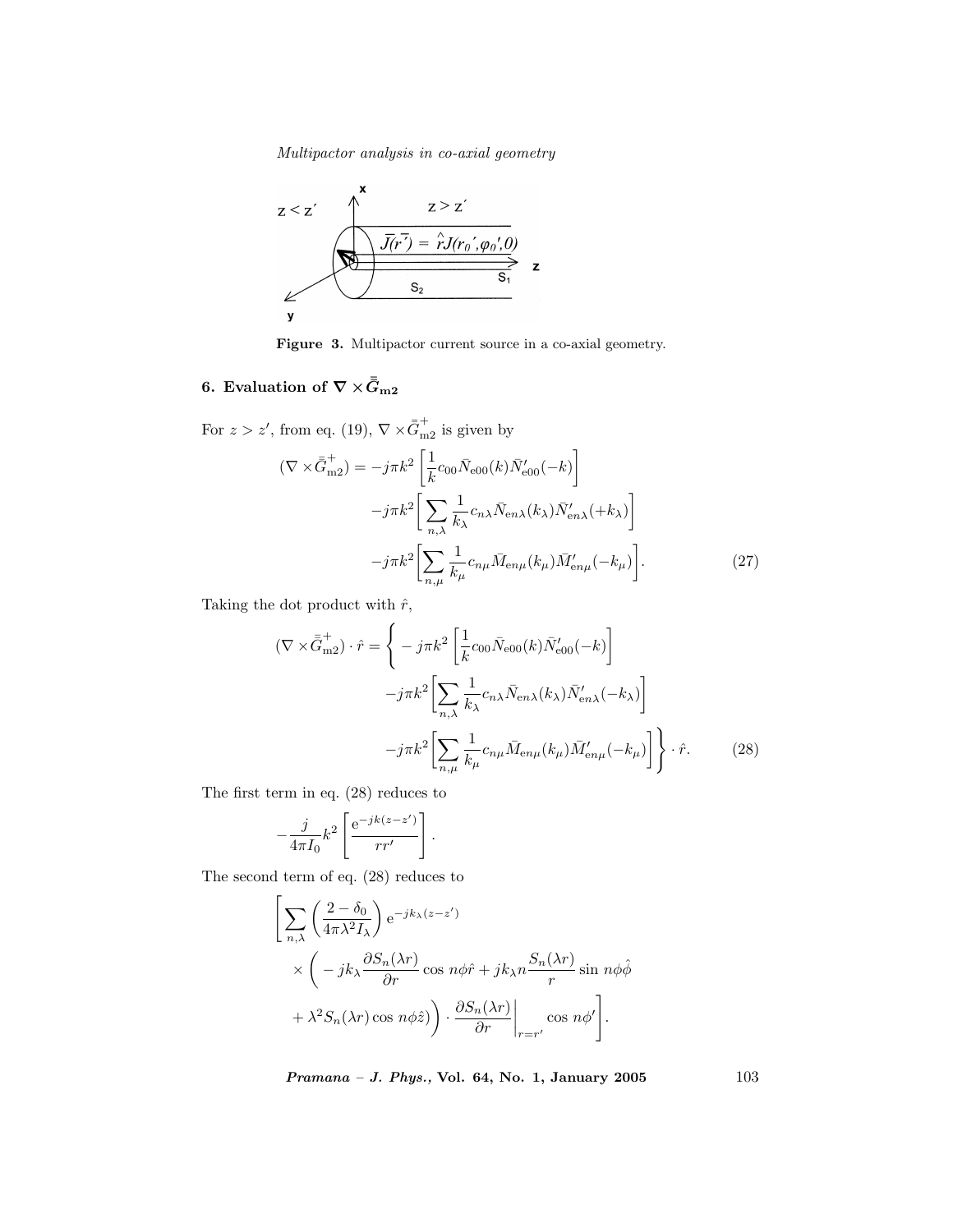**Figure 3.** Multipactor current source in a co-axial geometry.

## 6. Evaluation of $\nabla \times \bar{\bar{G}}_{\mathrm{m2}}$

For $z > z'$, from eq. (19), $\nabla \times \bar{\bar{G}}^{+}_{\mathrm{m2}}$ is given by

$$
\begin{aligned}
(\nabla \times \bar{\bar{G}}^{+}_{\mathrm{m2}}) = & -j\pi k^2 \left[ \frac{1}{k} c_{00} \bar{N}_{\mathrm{e}00}(k) \bar{N}'_{\mathrm{e}00}(-k) \right] \\
& -j\pi k^2 \left[ \sum_{n,\lambda} \frac{1}{k_\lambda} c_{n\lambda} \bar{N}_{\mathrm{e}n\lambda}(k_\lambda) \bar{N}'_{\mathrm{e}n\lambda}(+k_\lambda) \right] \\
& -j\pi k^2 \left[ \sum_{n,\mu} \frac{1}{k_\mu} c_{n\mu} \bar{M}_{\mathrm{e}n\mu}(k_\mu) \bar{M}'_{\mathrm{e}n\mu}(-k_\mu) \right].
\end{aligned} \tag{27}
$$

Taking the dot product with $\hat{r}$,

$$
\begin{aligned}
(\nabla \times \bar{\bar{G}}^{+}_{\mathrm{m2}}) \cdot \hat{r} = & \Bigg\{ -j\pi k^2 \left[ \frac{1}{k} c_{00} \bar{N}_{\mathrm{e}00}(k) \bar{N}'_{\mathrm{e}00}(-k) \right] \\
& -j\pi k^2 \left[ \sum_{n,\lambda} \frac{1}{k_\lambda} c_{n\lambda} \bar{N}_{\mathrm{e}n\lambda}(k_\lambda) \bar{N}'_{\mathrm{e}n\lambda}(-k_\lambda) \right] \\
& -j\pi k^2 \left[ \sum_{n,\mu} \frac{1}{k_\mu} c_{n\mu} \bar{M}_{\mathrm{e}n\mu}(k_\mu) \bar{M}'_{\mathrm{e}n\mu}(-k_\mu) \right] \Bigg\} \cdot \hat{r}.
\end{aligned} \tag{28}
$$

The first term in eq. (28) reduces to

$$
-\frac{j}{4\pi I_0} k^2 \left[ \frac{\mathrm{e}^{-jk(z-z')}}{r r'} \right].
$$

The second term of eq. (28) reduces to

$$
\begin{aligned}
& \Bigg[ \sum_{n,\lambda} \left( \frac{2-\delta_0}{4\pi \lambda^2 I_\lambda} \right) \mathrm{e}^{-jk_\lambda (z-z')} \\
& \times \Bigg( -jk_\lambda \frac{\partial S_n(\lambda r)}{\partial r} \cos\, n\phi \hat{r} + jk_\lambda n \frac{S_n(\lambda r)}{r} \sin\, n\phi \hat{\phi} \\
& + \lambda^2 S_n(\lambda r) \cos\, n\phi \hat{z} \Bigg) \cdot \frac{\partial S_n(\lambda r)}{\partial r} \Bigg|_{r=r'} \cos\, n\phi' \Bigg].
\end{aligned}
$$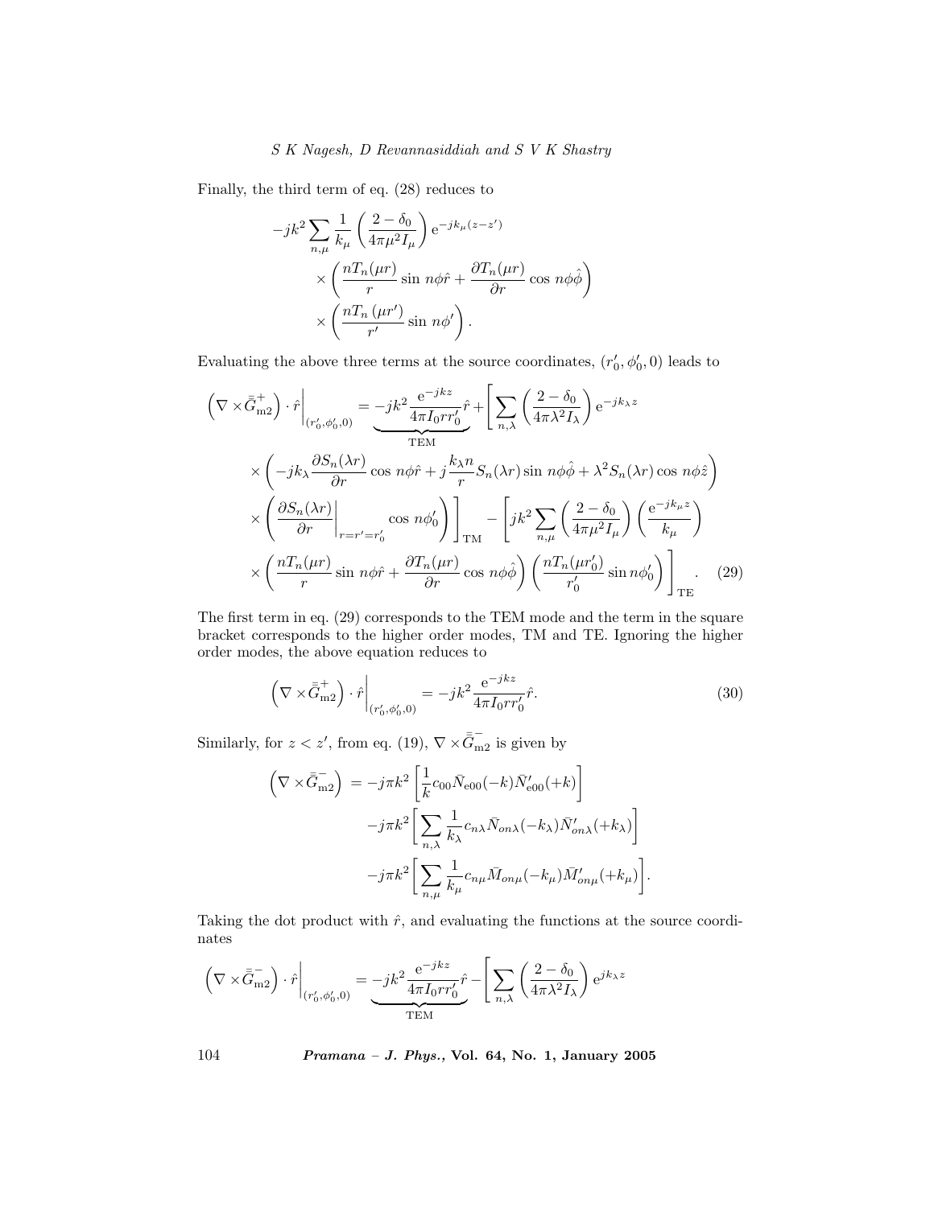Finally, the third term of eq. (28) reduces to

$$
\begin{aligned}
-jk^2 \sum_{n,\mu} \frac{1}{k_\mu} \left( \frac{2-\delta_0}{4\pi\mu^2 I_\mu} \right) \mathrm{e}^{-jk_\mu(z-z')} \\
\times \left( \frac{nT_n(\mu r)}{r} \sin n\phi \hat{r} + \frac{\partial T_n(\mu r)}{\partial r} \cos n\phi \hat{\phi} \right) \\
\times \left( \frac{nT_n(\mu r')}{r'} \sin n\phi' \right).
\end{aligned}
$$

Evaluating the above three terms at the source coordinates, $(r_0', \phi_0', 0)$ leads to

$$
\begin{aligned}
\left( \nabla \times \bar{\bar{G}}_{\mathrm{m2}}^{+} \right) \cdot \hat{r} \bigg|_{(r_0',\phi_0',0)} &= \underbrace{-jk^2 \frac{\mathrm{e}^{-jkz}}{4\pi I_0 r r_0'} \hat{r}}_{\mathrm{TEM}} + \Bigg[ \sum_{n,\lambda} \left( \frac{2-\delta_0}{4\pi\lambda^2 I_\lambda} \right) \mathrm{e}^{-jk_\lambda z} \\
&\times \left( -jk_\lambda \frac{\partial S_n(\lambda r)}{\partial r} \cos n\phi \hat{r} + j\frac{k_\lambda n}{r} S_n(\lambda r) \sin n\phi \hat{\phi} + \lambda^2 S_n(\lambda r) \cos n\phi \hat{z} \right) \\
&\times \left( \frac{\partial S_n(\lambda r)}{\partial r} \bigg|_{r=r'=r_0'} \cos n\phi_0' \right) \Bigg]_{\mathrm{TM}} - \left[ jk^2 \sum_{n,\mu} \left( \frac{2-\delta_0}{4\pi\mu^2 I_\mu} \right) \left( \frac{\mathrm{e}^{-jk_\mu z}}{k_\mu} \right) \right. \\
&\times \left. \left( \frac{nT_n(\mu r)}{r} \sin n\phi \hat{r} + \frac{\partial T_n(\mu r)}{\partial r} \cos n\phi \hat{\phi} \right) \left( \frac{nT_n(\mu r_0')}{r_0'} \sin n\phi_0' \right) \right]_{\mathrm{TE}}. \quad (29)
\end{aligned}
$$

The first term in eq. (29) corresponds to the TEM mode and the term in the square bracket corresponds to the higher order modes, TM and TE. Ignoring the higher order modes, the above equation reduces to

$$
\left( \nabla \times \bar{\bar{G}}_{\mathrm{m2}}^{+} \right) \cdot \hat{r} \bigg|_{(r_0',\phi_0',0)} = -jk^2 \frac{\mathrm{e}^{-jkz}}{4\pi I_0 r r_0'} \hat{r}. \quad (30)
$$

Similarly, for $z < z'$, from eq. (19), $\nabla \times \bar{\bar{G}}_{\mathrm{m2}}^{-}$ is given by

$$
\begin{aligned}
\left( \nabla \times \bar{\bar{G}}_{\mathrm{m2}}^{-} \right) &= -j\pi k^2 \left[ \frac{1}{k} c_{00} \bar{N}_{\mathrm{e}00}(-k) \bar{N}_{\mathrm{e}00}'(+k) \right] \\
&\quad -j\pi k^2 \left[ \sum_{n,\lambda} \frac{1}{k_\lambda} c_{n\lambda} \bar{N}_{on\lambda}(-k_\lambda) \bar{N}_{on\lambda}'(+k_\lambda) \right] \\
&\quad -j\pi k^2 \left[ \sum_{n,\mu} \frac{1}{k_\mu} c_{n\mu} \bar{M}_{on\mu}(-k_\mu) \bar{M}_{on\mu}'(+k_\mu) \right].
\end{aligned}
$$

Taking the dot product with $\hat{r}$, and evaluating the functions at the source coordinates

$$
\left( \nabla \times \bar{\bar{G}}_{\mathrm{m2}}^{-} \right) \cdot \hat{r} \bigg|_{(r_0',\phi_0',0)} = \underbrace{-jk^2 \frac{\mathrm{e}^{-jkz}}{4\pi I_0 r r_0'} \hat{r}}_{\mathrm{TEM}} - \left[ \sum_{n,\lambda} \left( \frac{2-\delta_0}{4\pi\lambda^2 I_\lambda} \right) \mathrm{e}^{jk_\lambda z} \right.
$$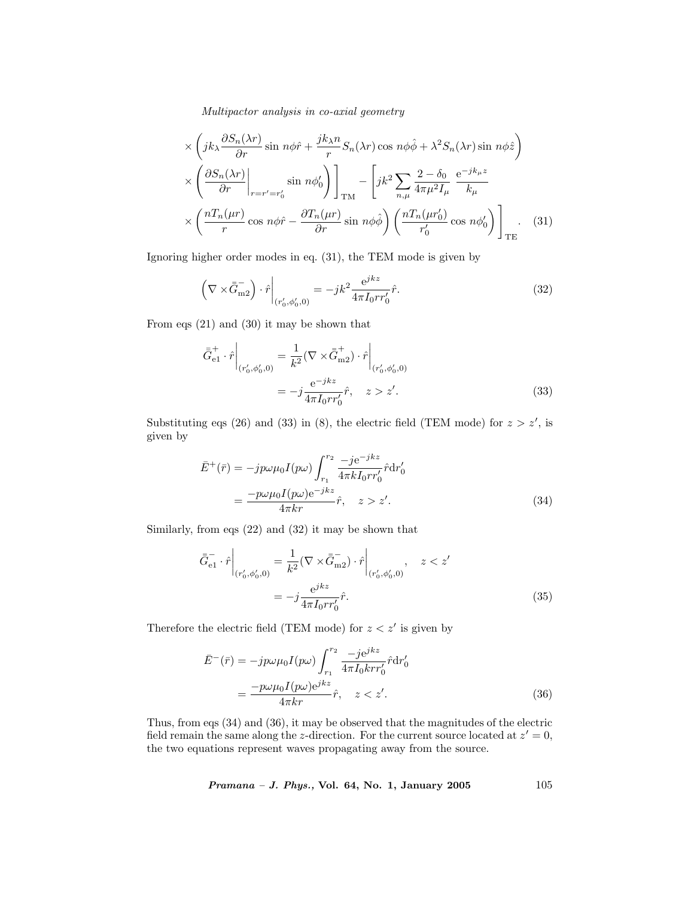$$\times \left( jk_\lambda \frac{\partial S_n(\lambda r)}{\partial r} \sin n\phi \hat{r} + \frac{jk_\lambda n}{r} S_n(\lambda r) \cos n\phi \hat{\phi} + \lambda^2 S_n(\lambda r) \sin n\phi \hat{z} \right)$$

$$\times \left( \left. \frac{\partial S_n(\lambda r)}{\partial r} \right|_{r=r'=r'_0} \sin n\phi'_0 \right) \Bigg]_{\mathrm{TM}} - \left[ jk^2 \sum_{n,\mu} \frac{2-\delta_0}{4\pi\mu^2 I_\mu} \frac{\mathrm{e}^{-jk_\mu z}}{k_\mu} \right.$$

$$\left. \times \left( \frac{nT_n(\mu r)}{r} \cos n\phi \hat{r} - \frac{\partial T_n(\mu r)}{\partial r} \sin n\phi \hat{\phi} \right) \left( \frac{nT_n(\mu r'_0)}{r'_0} \cos n\phi'_0 \right) \right]_{\mathrm{TE}}. \quad (31)$$

Ignoring higher order modes in eq. (31), the TEM mode is given by

$$\left( \nabla \times \bar{\bar{G}}^{-}_{\mathrm{m2}} \right) \cdot \hat{r} \Big|_{(r'_0, \phi'_0, 0)} = -jk^2 \frac{\mathrm{e}^{jkz}}{4\pi I_0 r r'_0} \hat{r}. \quad (32)$$

From eqs (21) and (30) it may be shown that

$$\bar{\bar{G}}^{+}_{\mathrm{e1}} \cdot \hat{r} \Big|_{(r'_0, \phi'_0, 0)} = \frac{1}{k^2} (\nabla \times \bar{\bar{G}}^{+}_{\mathrm{m2}}) \cdot \hat{r} \Big|_{(r'_0, \phi'_0, 0)}$$

$$= -j \frac{\mathrm{e}^{-jkz}}{4\pi I_0 r r'_0} \hat{r}, \quad z > z'. \quad (33)$$

Substituting eqs (26) and (33) in (8), the electric field (TEM mode) for $z > z'$, is given by

$$\bar{E}^{+}(\bar{r}) = -jp\omega\mu_0 I(p\omega) \int_{r_1}^{r_2} \frac{-j\mathrm{e}^{-jkz}}{4\pi k I_0 r r'_0} \hat{r} \mathrm{d}r'_0$$

$$= \frac{-p\omega\mu_0 I(p\omega) \mathrm{e}^{-jkz}}{4\pi k r} \hat{r}, \quad z > z'. \quad (34)$$

Similarly, from eqs (22) and (32) it may be shown that

$$\bar{\bar{G}}^{-}_{\mathrm{e1}} \cdot \hat{r} \Big|_{(r'_0, \phi'_0, 0)} = \frac{1}{k^2} (\nabla \times \bar{\bar{G}}^{-}_{\mathrm{m2}}) \cdot \hat{r} \Big|_{(r'_0, \phi'_0, 0)}, \quad z < z'$$

$$= -j \frac{\mathrm{e}^{jkz}}{4\pi I_0 r r'_0} \hat{r}. \quad (35)$$

Therefore the electric field (TEM mode) for $z < z'$ is given by

$$\bar{E}^{-}(\bar{r}) = -jp\omega\mu_0 I(p\omega) \int_{r_1}^{r_2} \frac{-j\mathrm{e}^{jkz}}{4\pi I_0 k r r'_0} \hat{r} \mathrm{d}r'_0$$

$$= \frac{-p\omega\mu_0 I(p\omega) \mathrm{e}^{jkz}}{4\pi k r} \hat{r}, \quad z < z'. \quad (36)$$

Thus, from eqs (34) and (36), it may be observed that the magnitudes of the electric field remain the same along the $z$-direction. For the current source located at $z' = 0$, the two equations represent waves propagating away from the source.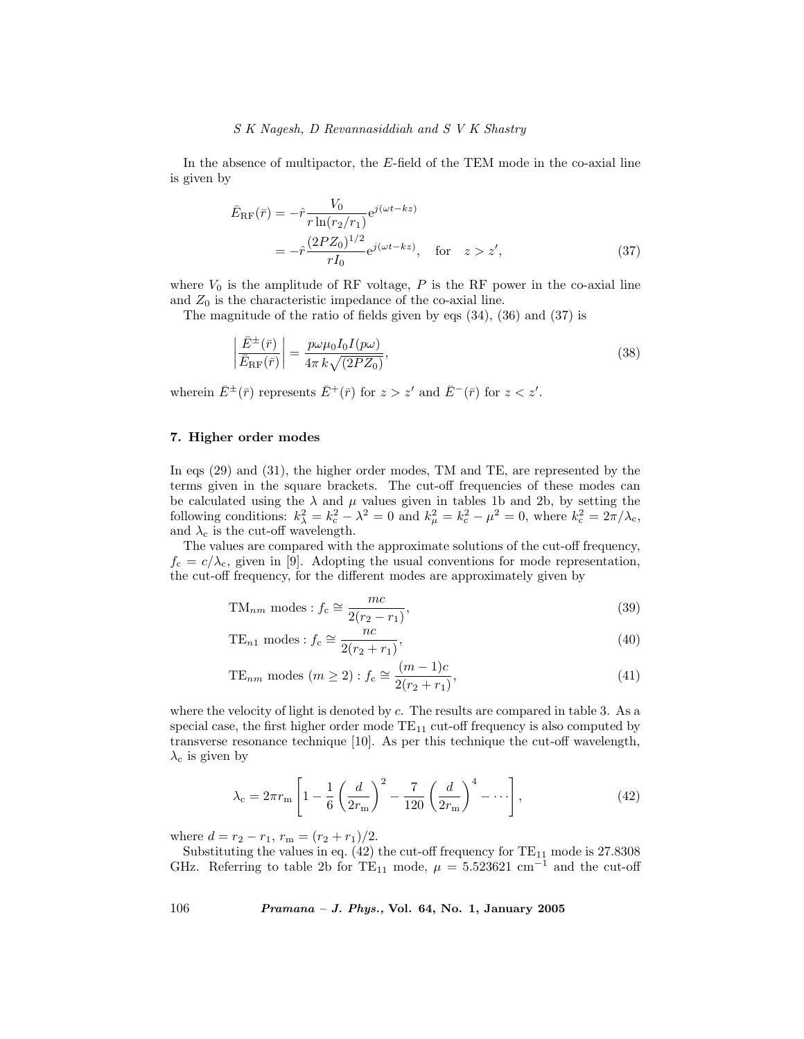In the absence of multipactor, the $E$-field of the TEM mode in the co-axial line is given by

$$\bar{E}_{\mathrm{RF}}(\bar{r}) = -\hat{r}\frac{V_0}{r\ln(r_2/r_1)}\mathrm{e}^{j(\omega t - kz)}$$
$$= -\hat{r}\frac{(2PZ_0)^{1/2}}{rI_0}\mathrm{e}^{j(\omega t - kz)}, \quad \text{for} \quad z > z', \tag{37}$$

where $V_0$ is the amplitude of RF voltage, $P$ is the RF power in the co-axial line and $Z_0$ is the characteristic impedance of the co-axial line.

The magnitude of the ratio of fields given by eqs (34), (36) and (37) is

$$\left|\frac{\bar{E}^{\pm}(\bar{r})}{\bar{E}_{\mathrm{RF}}(\bar{r})}\right| = \frac{p\omega\mu_0 I_0 I(p\omega)}{4\pi\, k\sqrt{(2PZ_0)}}, \tag{38}$$

wherein $\bar{E}^{\pm}(\bar{r})$ represents $\bar{E}^{+}(\bar{r})$ for $z > z'$ and $\bar{E}^{-}(\bar{r})$ for $z < z'$.

## 7. Higher order modes

In eqs (29) and (31), the higher order modes, TM and TE, are represented by the terms given in the square brackets. The cut-off frequencies of these modes can be calculated using the $\lambda$ and $\mu$ values given in tables 1b and 2b, by setting the following conditions: $k_\lambda^2 = k_\mathrm{c}^2 - \lambda^2 = 0$ and $k_\mu^2 = k_\mathrm{c}^2 - \mu^2 = 0$, where $k_\mathrm{c}^2 = 2\pi/\lambda_\mathrm{c}$, and $\lambda_\mathrm{c}$ is the cut-off wavelength.

The values are compared with the approximate solutions of the cut-off frequency, $f_\mathrm{c} = c/\lambda_\mathrm{c}$, given in [9]. Adopting the usual conventions for mode representation, the cut-off frequency, for the different modes are approximately given by

$$\mathrm{TM}_{nm} \text{ modes}: f_\mathrm{c} \cong \frac{mc}{2(r_2 - r_1)}, \tag{39}$$

$$\mathrm{TE}_{n1} \text{ modes}: f_\mathrm{c} \cong \frac{nc}{2(r_2 + r_1)}, \tag{40}$$

$$\mathrm{TE}_{nm} \text{ modes } (m \geq 2): f_\mathrm{c} \cong \frac{(m-1)c}{2(r_2 + r_1)}, \tag{41}$$

where the velocity of light is denoted by $c$. The results are compared in table 3. As a special case, the first higher order mode $\mathrm{TE}_{11}$ cut-off frequency is also computed by transverse resonance technique [10]. As per this technique the cut-off wavelength, $\lambda_\mathrm{c}$ is given by

$$\lambda_\mathrm{c} = 2\pi r_\mathrm{m}\left[1 - \frac{1}{6}\left(\frac{d}{2r_\mathrm{m}}\right)^2 - \frac{7}{120}\left(\frac{d}{2r_\mathrm{m}}\right)^4 - \cdots\right], \tag{42}$$

where $d = r_2 - r_1$, $r_\mathrm{m} = (r_2 + r_1)/2$.

Substituting the values in eq. (42) the cut-off frequency for $\mathrm{TE}_{11}$ mode is 27.8308 GHz. Referring to table 2b for $\mathrm{TE}_{11}$ mode, $\mu = 5.523621$ cm$^{-1}$ and the cut-off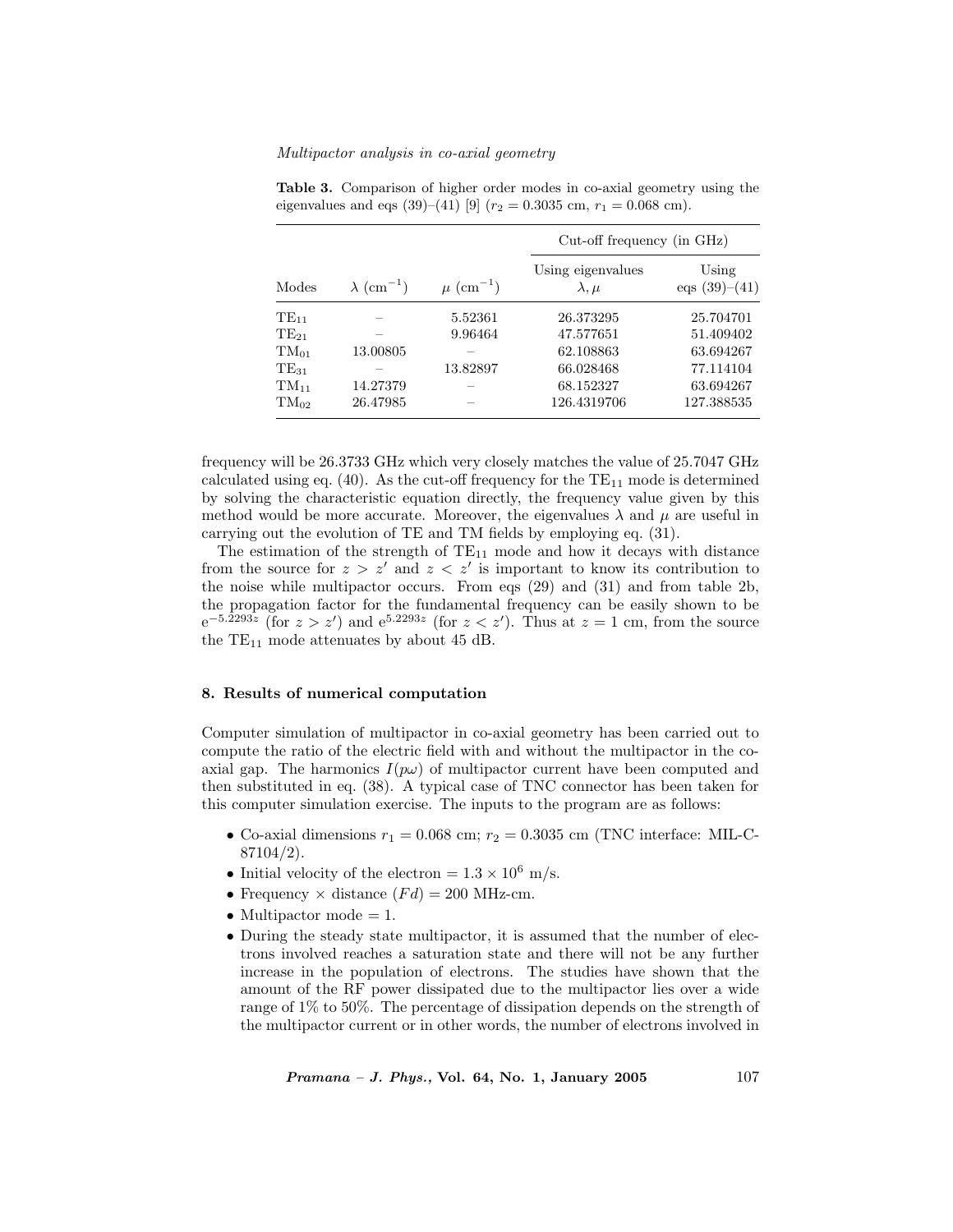**Table 3.** Comparison of higher order modes in co-axial geometry using the eigenvalues and eqs (39)–(41) [9] ($r_2 = 0.3035$ cm, $r_1 = 0.068$ cm).

| Modes | $\lambda$ (cm$^{-1}$) | $\mu$ (cm$^{-1}$) | Cut-off frequency (in GHz) | |
|---|---|---|---|---|
| | | | Using eigenvalues $\lambda, \mu$ | Using eqs (39)–(41) |
| $TE_{11}$ | – | 5.52361 | 26.373295 | 25.704701 |
| $TE_{21}$ | – | 9.96464 | 47.577651 | 51.409402 |
| $TM_{01}$ | 13.00805 | – | 62.108863 | 63.694267 |
| $TE_{31}$ | – | 13.82897 | 66.028468 | 77.114104 |
| $TM_{11}$ | 14.27379 | – | 68.152327 | 63.694267 |
| $TM_{02}$ | 26.47985 | – | 126.4319706 | 127.388535 |

frequency will be 26.3733 GHz which very closely matches the value of 25.7047 GHz calculated using eq. (40). As the cut-off frequency for the $TE_{11}$ mode is determined by solving the characteristic equation directly, the frequency value given by this method would be more accurate. Moreover, the eigenvalues $\lambda$ and $\mu$ are useful in carrying out the evolution of TE and TM fields by employing eq. (31).

The estimation of the strength of $TE_{11}$ mode and how it decays with distance from the source for $z > z'$ and $z < z'$ is important to know its contribution to the noise while multipactor occurs. From eqs (29) and (31) and from table 2b, the propagation factor for the fundamental frequency can be easily shown to be $e^{-5.2293z}$ (for $z > z'$) and $e^{5.2293z}$ (for $z < z'$). Thus at $z = 1$ cm, from the source the $TE_{11}$ mode attenuates by about 45 dB.

## 8. Results of numerical computation

Computer simulation of multipactor in co-axial geometry has been carried out to compute the ratio of the electric field with and without the multipactor in the co-axial gap. The harmonics $I(p\omega)$ of multipactor current have been computed and then substituted in eq. (38). A typical case of TNC connector has been taken for this computer simulation exercise. The inputs to the program are as follows:

- Co-axial dimensions $r_1 = 0.068$ cm; $r_2 = 0.3035$ cm (TNC interface: MIL-C-87104/2).
- Initial velocity of the electron $= 1.3 \times 10^6$ m/s.
- Frequency × distance $(Fd) = 200$ MHz-cm.
- Multipactor mode = 1.
- During the steady state multipactor, it is assumed that the number of electrons involved reaches a saturation state and there will not be any further increase in the population of electrons. The studies have shown that the amount of the RF power dissipated due to the multipactor lies over a wide range of 1% to 50%. The percentage of dissipation depends on the strength of the multipactor current or in other words, the number of electrons involved in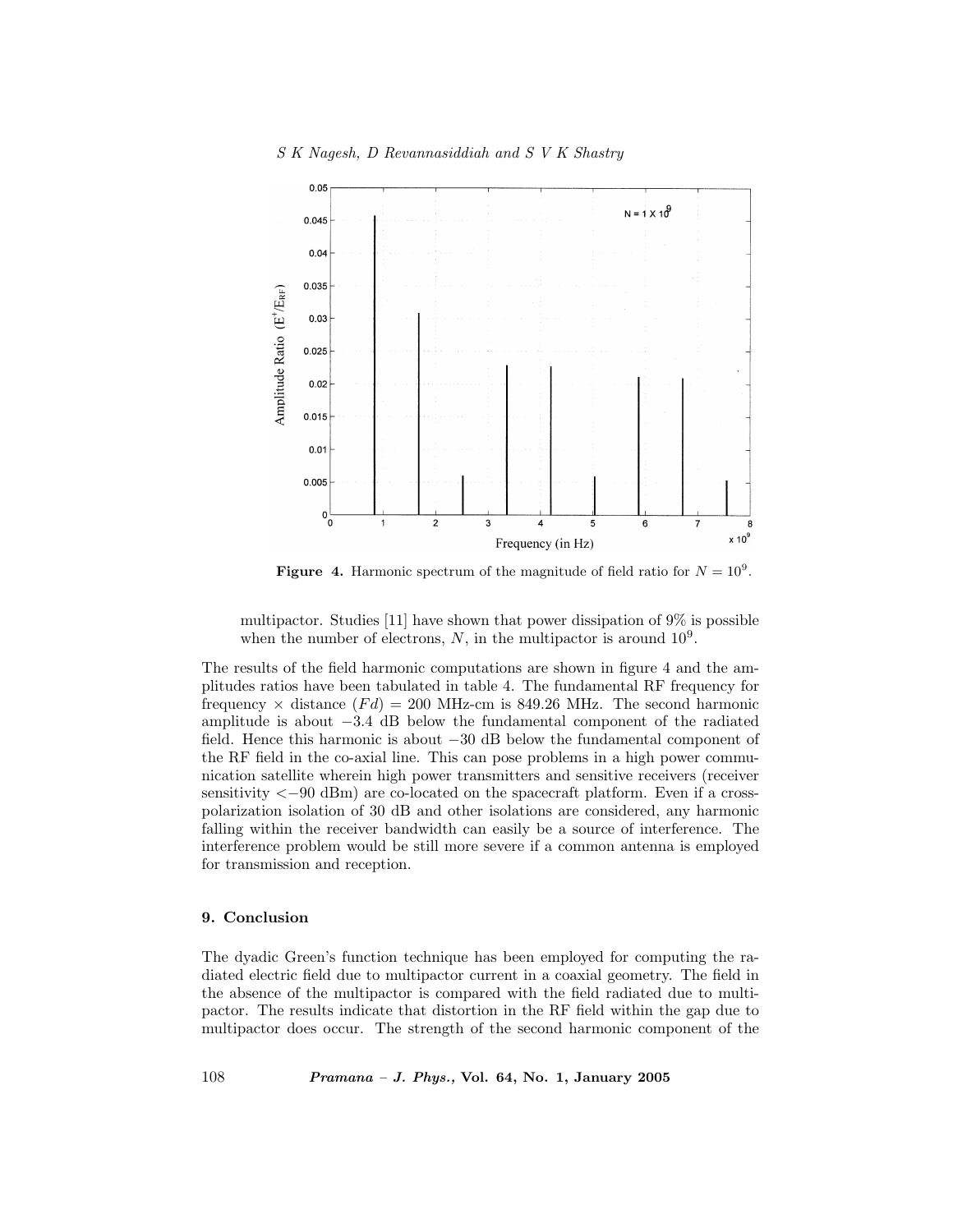**Figure 4.** Harmonic spectrum of the magnitude of field ratio for $N = 10^9$.

multipactor. Studies [11] have shown that power dissipation of 9% is possible when the number of electrons, $N$, in the multipactor is around $10^9$.

The results of the field harmonic computations are shown in figure 4 and the amplitudes ratios have been tabulated in table 4. The fundamental RF frequency for frequency × distance ($Fd$) = 200 MHz-cm is 849.26 MHz. The second harmonic amplitude is about −3.4 dB below the fundamental component of the radiated field. Hence this harmonic is about −30 dB below the fundamental component of the RF field in the co-axial line. This can pose problems in a high power communication satellite wherein high power transmitters and sensitive receivers (receiver sensitivity <−90 dBm) are co-located on the spacecraft platform. Even if a cross-polarization isolation of 30 dB and other isolations are considered, any harmonic falling within the receiver bandwidth can easily be a source of interference. The interference problem would be still more severe if a common antenna is employed for transmission and reception.

## 9. Conclusion

The dyadic Green's function technique has been employed for computing the radiated electric field due to multipactor current in a coaxial geometry. The field in the absence of the multipactor is compared with the field radiated due to multipactor. The results indicate that distortion in the RF field within the gap due to multipactor does occur. The strength of the second harmonic component of the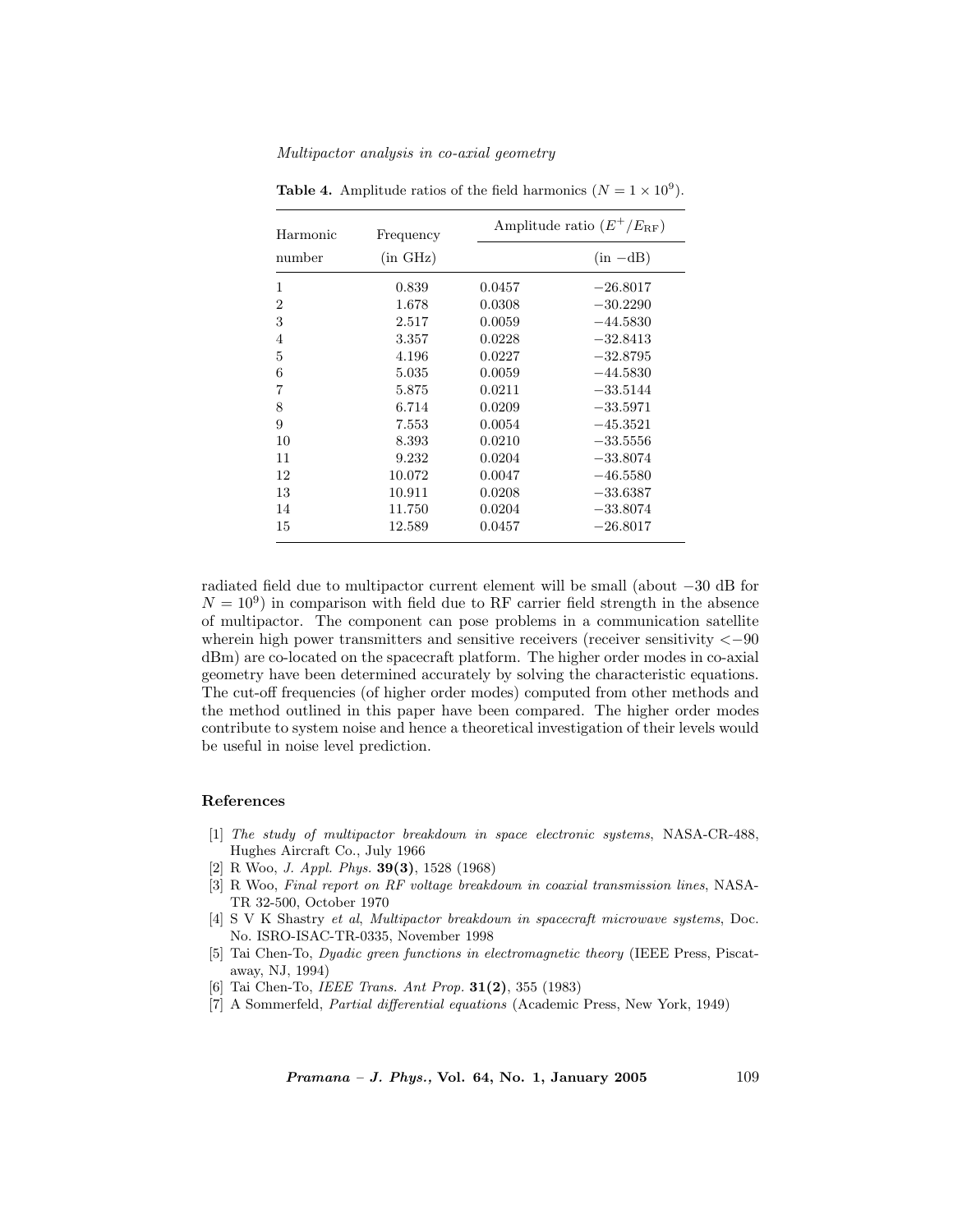**Table 4.** Amplitude ratios of the field harmonics ($N = 1 \times 10^9$).

| Harmonic number | Frequency (in GHz) | Amplitude ratio ($E^+/E_{\mathrm{RF}}$) | (in −dB) |
|---|---|---|---|
| 1 | 0.839 | 0.0457 | −26.8017 |
| 2 | 1.678 | 0.0308 | −30.2290 |
| 3 | 2.517 | 0.0059 | −44.5830 |
| 4 | 3.357 | 0.0228 | −32.8413 |
| 5 | 4.196 | 0.0227 | −32.8795 |
| 6 | 5.035 | 0.0059 | −44.5830 |
| 7 | 5.875 | 0.0211 | −33.5144 |
| 8 | 6.714 | 0.0209 | −33.5971 |
| 9 | 7.553 | 0.0054 | −45.3521 |
| 10 | 8.393 | 0.0210 | −33.5556 |
| 11 | 9.232 | 0.0204 | −33.8074 |
| 12 | 10.072 | 0.0047 | −46.5580 |
| 13 | 10.911 | 0.0208 | −33.6387 |
| 14 | 11.750 | 0.0204 | −33.8074 |
| 15 | 12.589 | 0.0457 | −26.8017 |

radiated field due to multipactor current element will be small (about −30 dB for $N = 10^9$) in comparison with field due to RF carrier field strength in the absence of multipactor. The component can pose problems in a communication satellite wherein high power transmitters and sensitive receivers (receiver sensitivity <−90 dBm) are co-located on the spacecraft platform. The higher order modes in co-axial geometry have been determined accurately by solving the characteristic equations. The cut-off frequencies (of higher order modes) computed from other methods and the method outlined in this paper have been compared. The higher order modes contribute to system noise and hence a theoretical investigation of their levels would be useful in noise level prediction.

## References

[1] *The study of multipactor breakdown in space electronic systems*, NASA-CR-488, Hughes Aircraft Co., July 1966

[2] R Woo, *J. Appl. Phys.* **39(3)**, 1528 (1968)

[3] R Woo, *Final report on RF voltage breakdown in coaxial transmission lines*, NASA-TR 32-500, October 1970

[4] S V K Shastry *et al*, *Multipactor breakdown in spacecraft microwave systems*, Doc. No. ISRO-ISAC-TR-0335, November 1998

[5] Tai Chen-To, *Dyadic green functions in electromagnetic theory* (IEEE Press, Piscataway, NJ, 1994)

[6] Tai Chen-To, *IEEE Trans. Ant Prop.* **31(2)**, 355 (1983)

[7] A Sommerfeld, *Partial differential equations* (Academic Press, New York, 1949)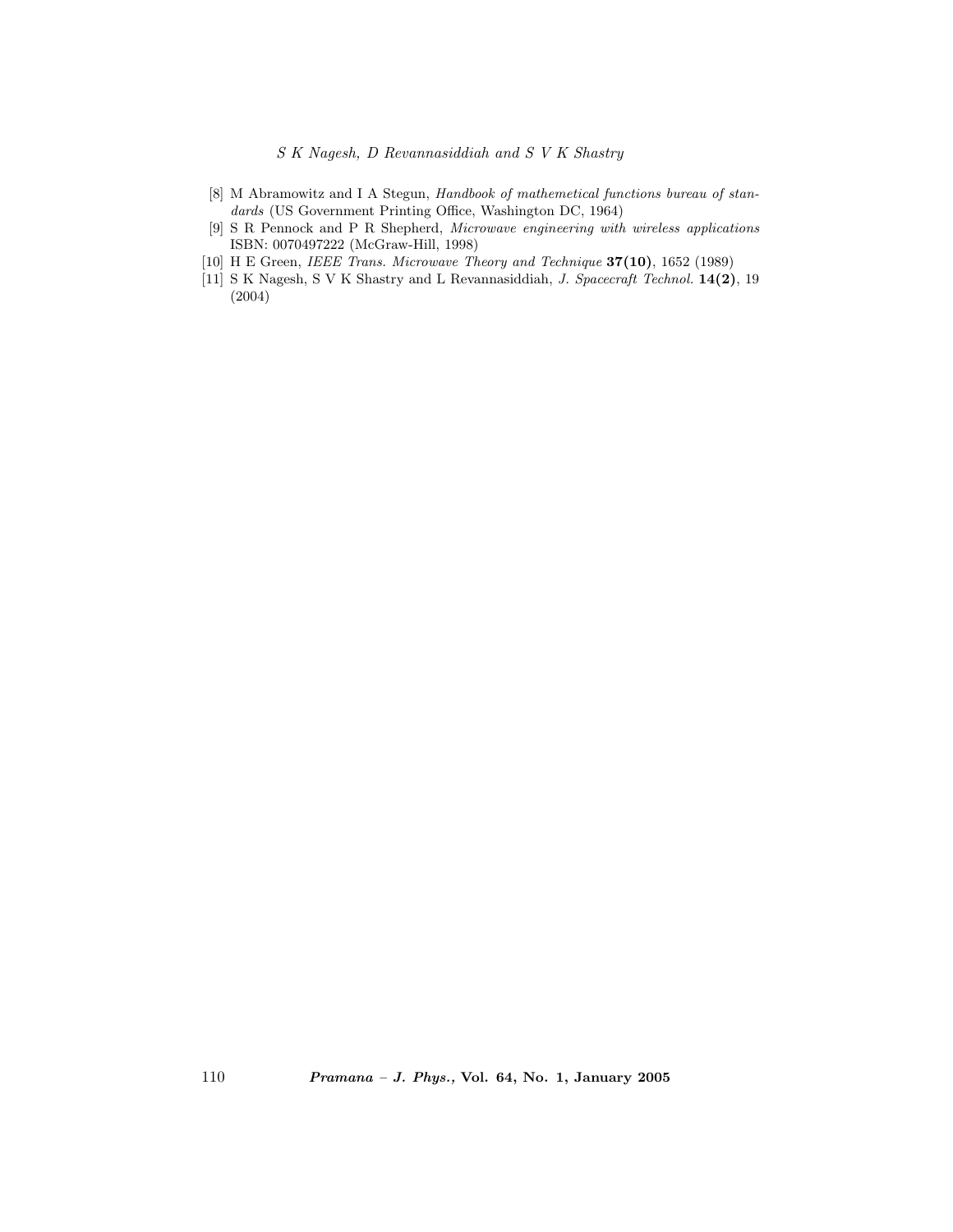[8] M Abramowitz and I A Stegun, *Handbook of mathemetical functions bureau of standards* (US Government Printing Office, Washington DC, 1964)

[9] S R Pennock and P R Shepherd, *Microwave engineering with wireless applications* ISBN: 0070497222 (McGraw-Hill, 1998)

[10] H E Green, *IEEE Trans. Microwave Theory and Technique* **37(10)**, 1652 (1989)

[11] S K Nagesh, S V K Shastry and L Revannasiddiah, *J. Spacecraft Technol.* **14(2)**, 19 (2004)